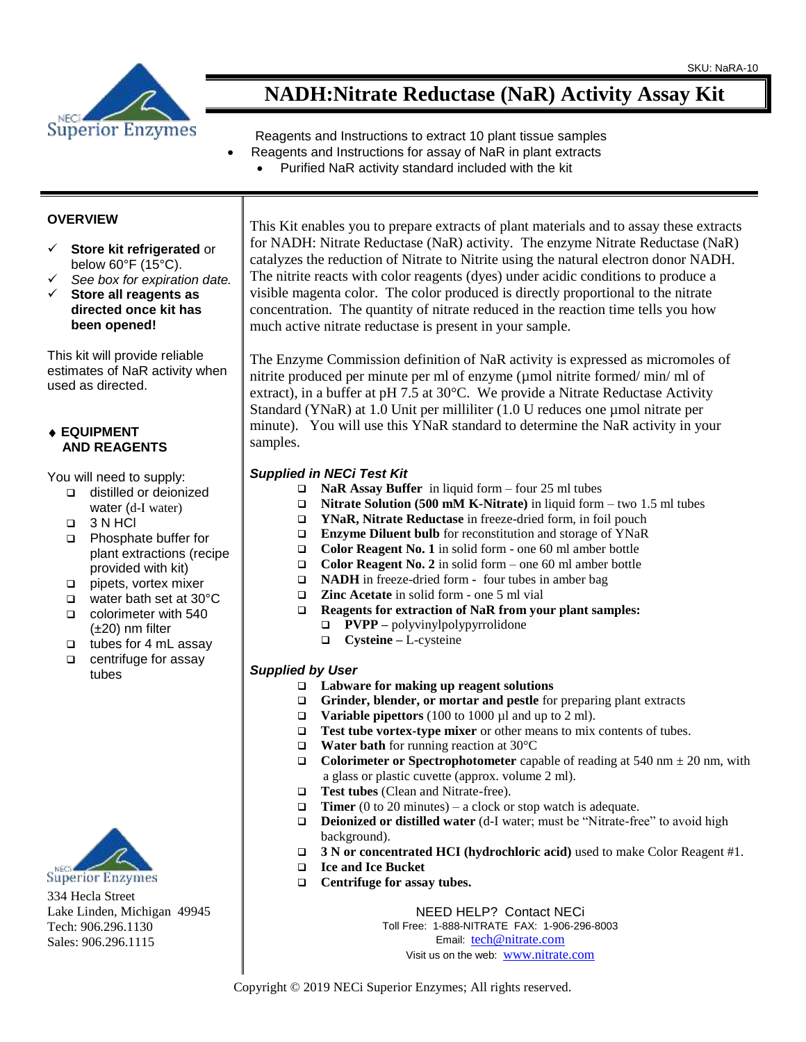SKU: NaRA-10

# NADH:Nitrate Reductase (NaR) Activity Assay Kit

Reagents and Instructions to extract 10 plant tissue samples

- Reagents and Instructions for assay of NaR in plant extracts
  - Purified NaR activity standard included with the kit

## OVERVIEW

- ✓ **Store kit refrigerated** or below 60°F (15°C).
- ✓ *See box for expiration date.*
- ✓ **Store all reagents as directed once kit has been opened!**

This kit will provide reliable estimates of NaR activity when used as directed.

## ♦ EQUIPMENT AND REAGENTS

You will need to supply:

- ❑ distilled or deionized water (d-I water)
- ❑ 3 N HCl
- ❑ Phosphate buffer for plant extractions (recipe provided with kit)
- ❑ pipets, vortex mixer
- ❑ water bath set at 30°C
- ❑ colorimeter with 540 (±20) nm filter
- ❑ tubes for 4 mL assay
- ❑ centrifuge for assay tubes

334 Hecla Street
Lake Linden, Michigan 49945
Tech: 906.296.1130
Sales: 906.296.1115

This Kit enables you to prepare extracts of plant materials and to assay these extracts for NADH: Nitrate Reductase (NaR) activity. The enzyme Nitrate Reductase (NaR) catalyzes the reduction of Nitrate to Nitrite using the natural electron donor NADH. The nitrite reacts with color reagents (dyes) under acidic conditions to produce a visible magenta color. The color produced is directly proportional to the nitrate concentration. The quantity of nitrate reduced in the reaction time tells you how much active nitrate reductase is present in your sample.

The Enzyme Commission definition of NaR activity is expressed as micromoles of nitrite produced per minute per ml of enzyme (µmol nitrite formed/ min/ ml of extract), in a buffer at pH 7.5 at 30°C. We provide a Nitrate Reductase Activity Standard (YNaR) at 1.0 Unit per milliliter (1.0 U reduces one µmol nitrate per minute). You will use this YNaR standard to determine the NaR activity in your samples.

### *Supplied in NECi Test Kit*

- ❑ **NaR Assay Buffer** in liquid form – four 25 ml tubes
- ❑ **Nitrate Solution (500 mM K-Nitrate)** in liquid form – two 1.5 ml tubes
- ❑ **YNaR, Nitrate Reductase** in freeze-dried form, in foil pouch
- ❑ **Enzyme Diluent bulb** for reconstitution and storage of YNaR
- ❑ **Color Reagent No. 1** in solid form - one 60 ml amber bottle
- ❑ **Color Reagent No. 2** in solid form – one 60 ml amber bottle
- ❑ **NADH** in freeze-dried form - four tubes in amber bag
- ❑ **Zinc Acetate** in solid form - one 5 ml vial
- ❑ **Reagents for extraction of NaR from your plant samples:**
  - ❑ **PVPP** – polyvinylpolypyrrolidone
  - ❑ **Cysteine** – L-cysteine

### *Supplied by User*

- ❑ **Labware for making up reagent solutions**
- ❑ **Grinder, blender, or mortar and pestle** for preparing plant extracts
- ❑ **Variable pipettors** (100 to 1000 µl and up to 2 ml).
- ❑ **Test tube vortex-type mixer** or other means to mix contents of tubes.
- ❑ **Water bath** for running reaction at 30°C
- ❑ **Colorimeter or Spectrophotometer** capable of reading at 540 nm ± 20 nm, with a glass or plastic cuvette (approx. volume 2 ml).
- ❑ **Test tubes** (Clean and Nitrate-free).
- ❑ **Timer** (0 to 20 minutes) – a clock or stop watch is adequate.
- ❑ **Deionized or distilled water** (d-I water; must be "Nitrate-free" to avoid high background).
- ❑ **3 N or concentrated HCI (hydrochloric acid)** used to make Color Reagent #1.
- ❑ **Ice and Ice Bucket**
- ❑ **Centrifuge for assay tubes.**

NEED HELP? Contact NECi
Toll Free: 1-888-NITRATE FAX: 1-906-296-8003
Email: tech@nitrate.com
Visit us on the web: www.nitrate.com

Copyright © 2019 NECi Superior Enzymes; All rights reserved.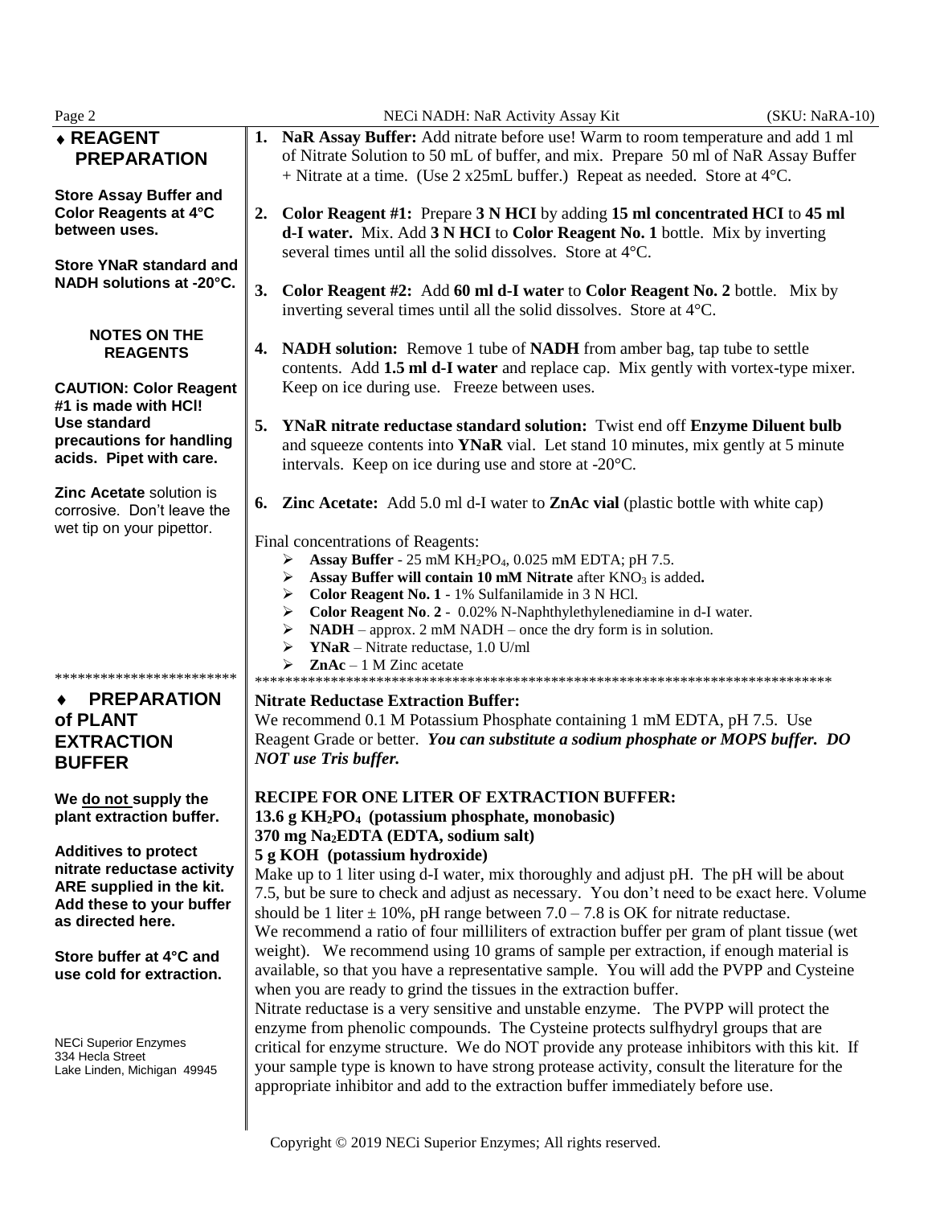## ♦ REAGENT PREPARATION

**Store Assay Buffer and Color Reagents at 4°C between uses.**

**Store YNaR standard and NADH solutions at -20°C.**

**NOTES ON THE REAGENTS**

**CAUTION: Color Reagent #1 is made with HCl! Use standard precautions for handling acids. Pipet with care.**

**Zinc Acetate** solution is corrosive. Don't leave the wet tip on your pipettor.

1. **NaR Assay Buffer:** Add nitrate before use! Warm to room temperature and add 1 ml of Nitrate Solution to 50 mL of buffer, and mix. Prepare 50 ml of NaR Assay Buffer + Nitrate at a time. (Use 2 x25mL buffer.) Repeat as needed. Store at 4°C.
2. **Color Reagent #1:** Prepare **3 N HCl** by adding **15 ml concentrated HCl** to **45 ml d-I water.** Mix. Add **3 N HCl** to **Color Reagent No. 1** bottle. Mix by inverting several times until all the solid dissolves. Store at 4°C.
3. **Color Reagent #2:** Add **60 ml d-I water** to **Color Reagent No. 2** bottle. Mix by inverting several times until all the solid dissolves. Store at 4°C.
4. **NADH solution:** Remove 1 tube of **NADH** from amber bag, tap tube to settle contents. Add **1.5 ml d-I water** and replace cap. Mix gently with vortex-type mixer. Keep on ice during use. Freeze between uses.
5. **YNaR nitrate reductase standard solution:** Twist end off **Enzyme Diluent bulb** and squeeze contents into **YNaR** vial. Let stand 10 minutes, mix gently at 5 minute intervals. Keep on ice during use and store at -20°C.
6. **Zinc Acetate:** Add 5.0 ml d-I water to **ZnAc vial** (plastic bottle with white cap)

Final concentrations of Reagents:

- **Assay Buffer** - 25 mM $KH_2PO_4$, 0.025 mM EDTA; pH 7.5.
- **Assay Buffer will contain 10 mM Nitrate** after $KNO_3$ is added**.**
- **Color Reagent No. 1** - 1% Sulfanilamide in 3 N HCl.
- **Color Reagent No**. **2** - 0.02% N-Naphthylethylenediamine in d-I water.
- **NADH** – approx. 2 mM NADH – once the dry form is in solution.
- **YNaR** – Nitrate reductase, 1.0 U/ml
- **ZnAc** – 1 M Zinc acetate

************************************************************************

## ♦ PREPARATION of PLANT EXTRACTION BUFFER

**We do not supply the plant extraction buffer.**

**Additives to protect nitrate reductase activity ARE supplied in the kit. Add these to your buffer as directed here.**

**Store buffer at 4°C and use cold for extraction.**

**Nitrate Reductase Extraction Buffer:**
We recommend 0.1 M Potassium Phosphate containing 1 mM EDTA, pH 7.5. Use Reagent Grade or better. ***You can substitute a sodium phosphate or MOPS buffer. DO NOT use Tris buffer.***

**RECIPE FOR ONE LITER OF EXTRACTION BUFFER:**
**13.6 g $KH_2PO_4$ (potassium phosphate, monobasic)**
**370 mg $Na_2EDTA$ (EDTA, sodium salt)**
**5 g KOH (potassium hydroxide)**

Make up to 1 liter using d-I water, mix thoroughly and adjust pH. The pH will be about 7.5, but be sure to check and adjust as necessary. You don't need to be exact here. Volume should be 1 liter ± 10%, pH range between 7.0 – 7.8 is OK for nitrate reductase.
We recommend a ratio of four milliliters of extraction buffer per gram of plant tissue (wet weight). We recommend using 10 grams of sample per extraction, if enough material is available, so that you have a representative sample. You will add the PVPP and Cysteine when you are ready to grind the tissues in the extraction buffer.
Nitrate reductase is a very sensitive and unstable enzyme. The PVPP will protect the enzyme from phenolic compounds. The Cysteine protects sulfhydryl groups that are critical for enzyme structure. We do NOT provide any protease inhibitors with this kit. If your sample type is known to have strong protease activity, consult the literature for the appropriate inhibitor and add to the extraction buffer immediately before use.

NECi Superior Enzymes
334 Hecla Street
Lake Linden, Michigan 49945

Copyright © 2019 NECi Superior Enzymes; All rights reserved.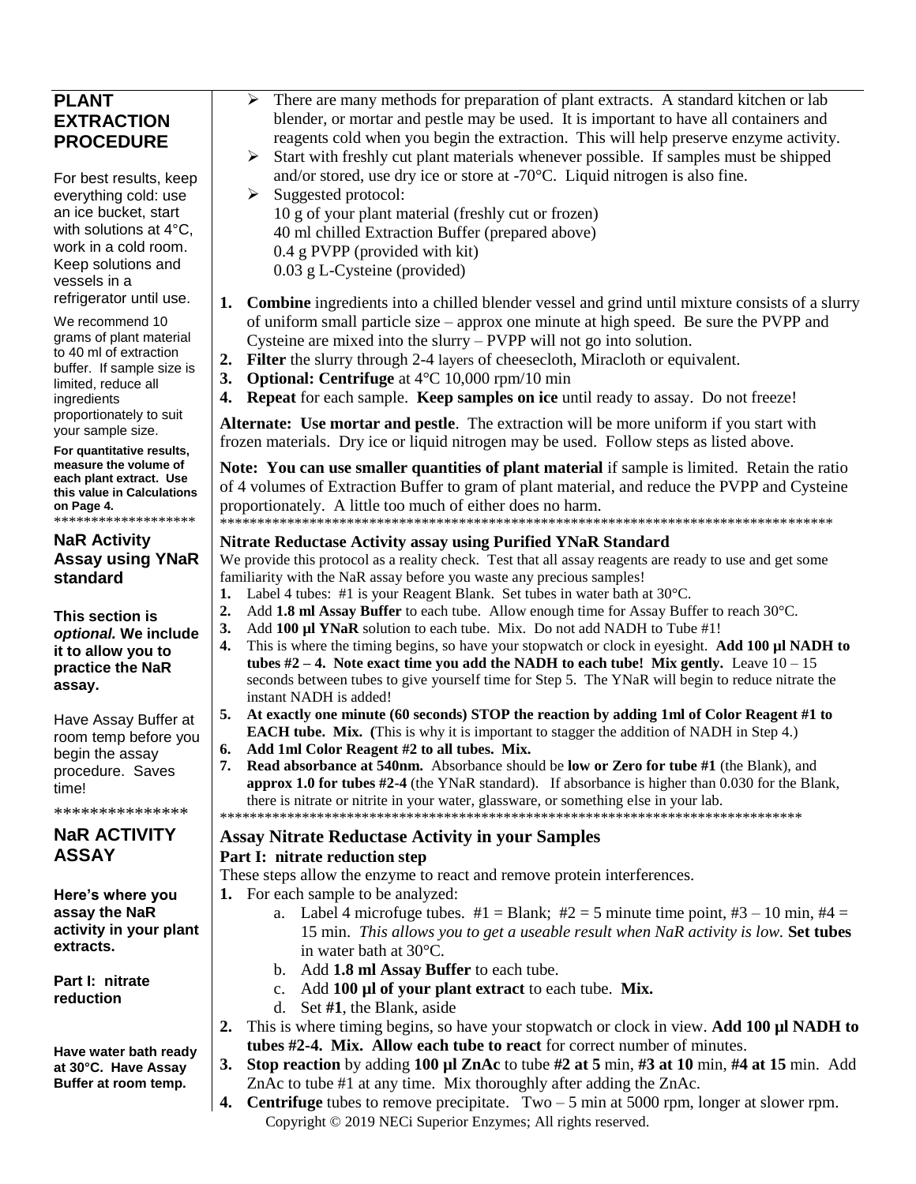## PLANT EXTRACTION PROCEDURE

For best results, keep everything cold: use an ice bucket, start with solutions at 4°C, work in a cold room. Keep solutions and vessels in a refrigerator until use.

We recommend 10 grams of plant material to 40 ml of extraction buffer. If sample size is limited, reduce all ingredients proportionately to suit your sample size.

**For quantitative results, measure the volume of each plant extract. Use this value in Calculations on Page 4.**

- There are many methods for preparation of plant extracts. A standard kitchen or lab blender, or mortar and pestle may be used. It is important to have all containers and reagents cold when you begin the extraction. This will help preserve enzyme activity.
- Start with freshly cut plant materials whenever possible. If samples must be shipped and/or stored, use dry ice or store at -70°C. Liquid nitrogen is also fine.
- Suggested protocol:
  10 g of your plant material (freshly cut or frozen)
  40 ml chilled Extraction Buffer (prepared above)
  0.4 g PVPP (provided with kit)
  0.03 g L-Cysteine (provided)

1. **Combine** ingredients into a chilled blender vessel and grind until mixture consists of a slurry of uniform small particle size – approx one minute at high speed. Be sure the PVPP and Cysteine are mixed into the slurry – PVPP will not go into solution.
2. **Filter** the slurry through 2-4 layers of cheesecloth, Miracloth or equivalent.
3. **Optional: Centrifuge** at 4°C 10,000 rpm/10 min
4. **Repeat** for each sample. **Keep samples on ice** until ready to assay. Do not freeze!

**Alternate: Use mortar and pestle**. The extraction will be more uniform if you start with frozen materials. Dry ice or liquid nitrogen may be used. Follow steps as listed above.

**Note: You can use smaller quantities of plant material** if sample is limited. Retain the ratio of 4 volumes of Extraction Buffer to gram of plant material, and reduce the PVPP and Cysteine proportionately. A little too much of either does no harm.

*******************

## NaR Activity Assay using YNaR standard

**This section is *optional.* We include it to allow you to practice the NaR assay.**

Have Assay Buffer at room temp before you begin the assay procedure. Saves time!

### Nitrate Reductase Activity assay using Purified YNaR Standard

We provide this protocol as a reality check. Test that all assay reagents are ready to use and get some familiarity with the NaR assay before you waste any precious samples!

1. Label 4 tubes: #1 is your Reagent Blank. Set tubes in water bath at 30°C.
2. Add **1.8 ml Assay Buffer** to each tube. Allow enough time for Assay Buffer to reach 30°C.
3. Add **100 µl YNaR** solution to each tube. Mix. Do not add NADH to Tube #1!
4. This is where the timing begins, so have your stopwatch or clock in eyesight. **Add 100 µl NADH to tubes #2 – 4. Note exact time you add the NADH to each tube! Mix gently.** Leave 10 – 15 seconds between tubes to give yourself time for Step 5. The YNaR will begin to reduce nitrate the instant NADH is added!
5. **At exactly one minute (60 seconds) STOP the reaction by adding 1ml of Color Reagent #1 to EACH tube. Mix. (**This is why it is important to stagger the addition of NADH in Step 4.)
6. **Add 1ml Color Reagent #2 to all tubes. Mix.**
7. **Read absorbance at 540nm.** Absorbance should be **low or Zero for tube #1** (the Blank), and **approx 1.0 for tubes #2-4** (the YNaR standard). If absorbance is higher than 0.030 for the Blank, there is nitrate or nitrite in your water, glassware, or something else in your lab.

***************

## NaR ACTIVITY ASSAY

**Here's where you assay the NaR activity in your plant extracts.**

**Part I: nitrate reduction**

**Have water bath ready at 30°C. Have Assay Buffer at room temp.**

### Assay Nitrate Reductase Activity in your Samples

**Part I: nitrate reduction step**

These steps allow the enzyme to react and remove protein interferences.

1. For each sample to be analyzed:
   a. Label 4 microfuge tubes. #1 = Blank; #2 = 5 minute time point, #3 – 10 min, #4 = 15 min. *This allows you to get a useable result when NaR activity is low.* **Set tubes** in water bath at 30°C.
   b. Add **1.8 ml Assay Buffer** to each tube.
   c. Add **100 µl of your plant extract** to each tube. **Mix.**
   d. Set **#1**, the Blank, aside
2. This is where timing begins, so have your stopwatch or clock in view. **Add 100 µl NADH to tubes #2-4. Mix. Allow each tube to react** for correct number of minutes.
3. **Stop reaction** by adding **100 µl ZnAc** to tube **#2 at 5** min, **#3 at 10** min, **#4 at 15** min. Add ZnAc to tube #1 at any time. Mix thoroughly after adding the ZnAc.
4. **Centrifuge** tubes to remove precipitate. Two – 5 min at 5000 rpm, longer at slower rpm.

Copyright © 2019 NECi Superior Enzymes; All rights reserved.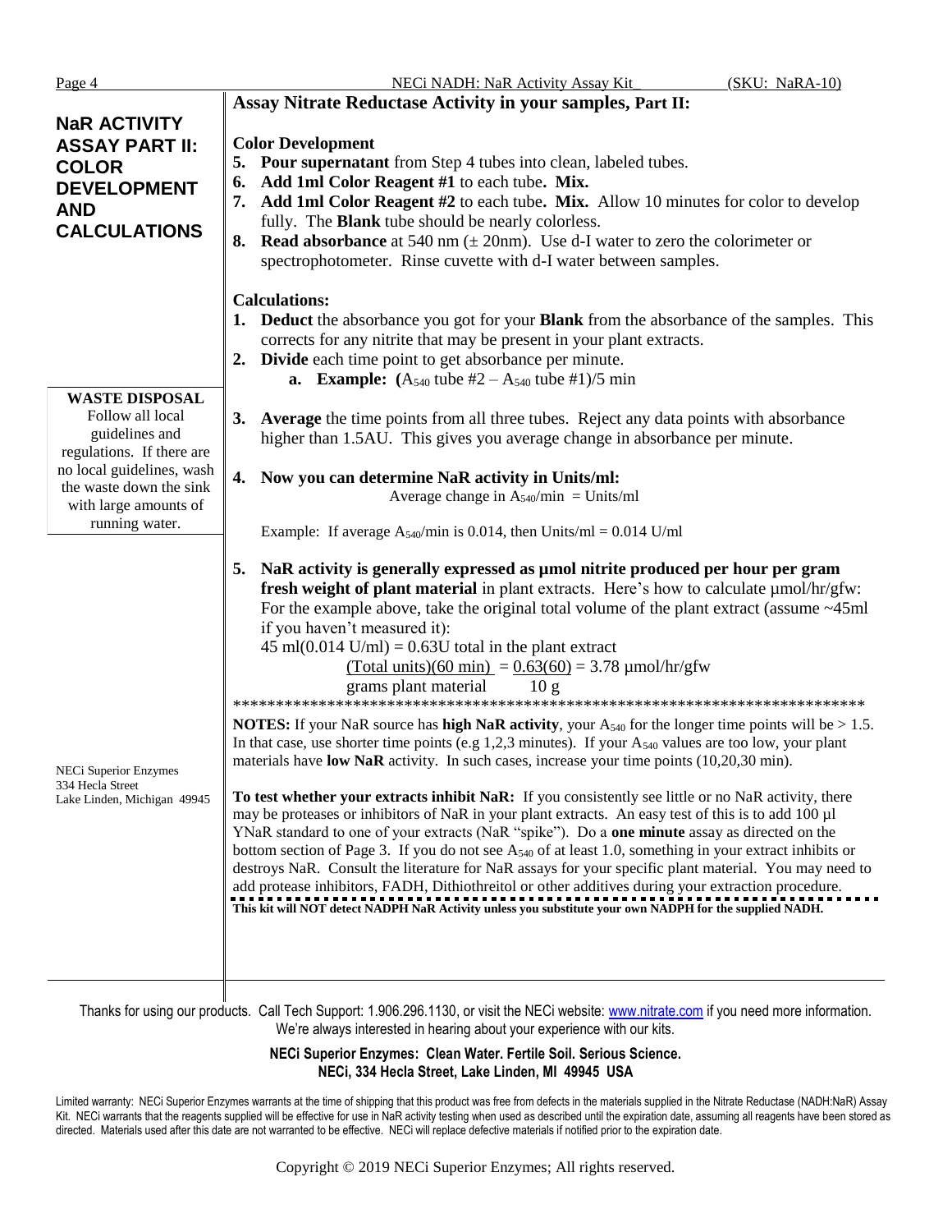## NaR ACTIVITY ASSAY PART II: COLOR DEVELOPMENT AND CALCULATIONS

### Assay Nitrate Reductase Activity in your samples, Part II:

**Color Development**

5. **Pour supernatant** from Step 4 tubes into clean, labeled tubes.
6. **Add 1ml Color Reagent #1** to each tube**. Mix.**
7. **Add 1ml Color Reagent #2** to each tube**. Mix.** Allow 10 minutes for color to develop fully. The **Blank** tube should be nearly colorless.
8. **Read absorbance** at 540 nm (± 20nm). Use d-I water to zero the colorimeter or spectrophotometer. Rinse cuvette with d-I water between samples.

**Calculations:**

1. **Deduct** the absorbance you got for your **Blank** from the absorbance of the samples. This corrects for any nitrite that may be present in your plant extracts.
2. **Divide** each time point to get absorbance per minute.
   a. **Example:** **(**$A_{540}$ tube #2 – $A_{540}$ tube #1)/5 min
3. **Average** the time points from all three tubes. Reject any data points with absorbance higher than 1.5AU. This gives you average change in absorbance per minute.
4. **Now you can determine NaR activity in Units/ml:**

   Average change in $A_{540}$/min = Units/ml

   Example: If average $A_{540}$/min is 0.014, then Units/ml = 0.014 U/ml

5. **NaR activity is generally expressed as μmol nitrite produced per hour per gram fresh weight of plant material** in plant extracts. Here's how to calculate μmol/hr/gfw: For the example above, take the original total volume of the plant extract (assume ~45ml if you haven't measured it):

   45 ml(0.014 U/ml) = 0.63U total in the plant extract

$$\frac{\text{(Total units)(60 min)}}{\text{grams plant material}} = \frac{0.63(60)}{10\text{ g}} = 3.78\ \mu\text{mol/hr/gfw}$$

***************************************************************************

**NOTES:** If your NaR source has **high NaR activity**, your $A_{540}$ for the longer time points will be > 1.5. In that case, use shorter time points (e.g 1,2,3 minutes). If your $A_{540}$ values are too low, your plant materials have **low NaR** activity. In such cases, increase your time points (10,20,30 min).

**To test whether your extracts inhibit NaR:** If you consistently see little or no NaR activity, there may be proteases or inhibitors of NaR in your plant extracts. An easy test of this is to add 100 μl YNaR standard to one of your extracts (NaR "spike"). Do a **one minute** assay as directed on the bottom section of Page 3. If you do not see $A_{540}$ of at least 1.0, something in your extract inhibits or destroys NaR. Consult the literature for NaR assays for your specific plant material. You may need to add protease inhibitors, FADH, Dithiothreitol or other additives during your extraction procedure.

**This kit will NOT detect NADPH NaR Activity unless you substitute your own NADPH for the supplied NADH.**

**WASTE DISPOSAL**

Follow all local guidelines and regulations. If there are no local guidelines, wash the waste down the sink with large amounts of running water.

NECi Superior Enzymes
334 Hecla Street
Lake Linden, Michigan 49945

Thanks for using our products. Call Tech Support: 1.906.296.1130, or visit the NECi website: www.nitrate.com if you need more information. We're always interested in hearing about your experience with our kits.

**NECi Superior Enzymes: Clean Water. Fertile Soil. Serious Science.**
**NECi, 334 Hecla Street, Lake Linden, MI 49945 USA**

Limited warranty: NECi Superior Enzymes warrants at the time of shipping that this product was free from defects in the materials supplied in the Nitrate Reductase (NADH:NaR) Assay Kit. NECi warrants that the reagents supplied will be effective for use in NaR activity testing when used as described until the expiration date, assuming all reagents have been stored as directed. Materials used after this date are not warranted to be effective. NECi will replace defective materials if notified prior to the expiration date.

Copyright © 2019 NECi Superior Enzymes; All rights reserved.